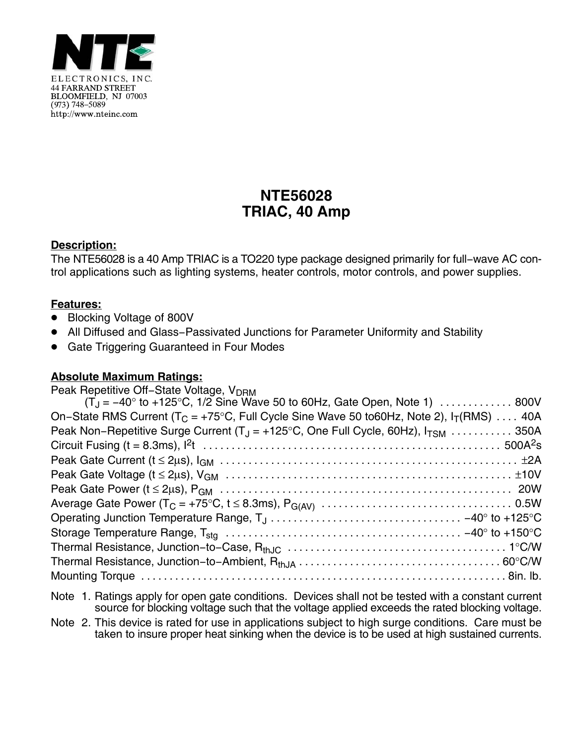NTE

ELECTRONICS, INC.
44 FARRAND STREET
BLOOMFIELD, NJ 07003
(973) 748-5089
http://www.nteinc.com

# NTE56028
# TRIAC, 40 Amp

**Description:**

The NTE56028 is a 40 Amp TRIAC is a TO220 type package designed primarily for full-wave AC control applications such as lighting systems, heater controls, motor controls, and power supplies.

**Features:**

- Blocking Voltage of 800V
- All Diffused and Glass-Passivated Junctions for Parameter Uniformity and Stability
- Gate Triggering Guaranteed in Four Modes

**Absolute Maximum Ratings:**

Peak Repetitive Off-State Voltage, $V_{DRM}$
($T_J$ = −40° to +125°C, 1/2 Sine Wave 50 to 60Hz, Gate Open, Note 1) . . . . . . . . . . . . 800V
On-State RMS Current ($T_C$ = +75°C, Full Cycle Sine Wave 50 to60Hz, Note 2), $I_T$(RMS) . . . . 40A
Peak Non-Repetitive Surge Current ($T_J$ = +125°C, One Full Cycle, 60Hz), $I_{TSM}$ . . . . . . . . . . . 350A
Circuit Fusing (t = 8.3ms), $I^2t$ . . . . . . . . . . . . . . . . . . . . . . . . . . . . . . . . . . . . . . . . . . . . . . . . 500$A^2$s
Peak Gate Current (t ≤ 2μs), $I_{GM}$ . . . . . . . . . . . . . . . . . . . . . . . . . . . . . . . . . . . . . . . . . . . . . . . . ±2A
Peak Gate Voltage (t ≤ 2μs), $V_{GM}$ . . . . . . . . . . . . . . . . . . . . . . . . . . . . . . . . . . . . . . . . . . . . . . . ±10V
Peak Gate Power (t ≤ 2μs), $P_{GM}$ . . . . . . . . . . . . . . . . . . . . . . . . . . . . . . . . . . . . . . . . . . . . . . . . 20W
Average Gate Power ($T_C$ = +75°C, t ≤ 8.3ms), $P_{G(AV)}$ . . . . . . . . . . . . . . . . . . . . . . . . . . . . . . . . . 0.5W
Operating Junction Temperature Range, $T_J$ . . . . . . . . . . . . . . . . . . . . . . . . . . . . . . . . . −40° to +125°C
Storage Temperature Range, $T_{stg}$ . . . . . . . . . . . . . . . . . . . . . . . . . . . . . . . . . . . . . . . −40° to +150°C
Thermal Resistance, Junction-to-Case, $R_{thJC}$ . . . . . . . . . . . . . . . . . . . . . . . . . . . . . . . . . . . . . . 1°C/W
Thermal Resistance, Junction-to-Ambient, $R_{thJA}$ . . . . . . . . . . . . . . . . . . . . . . . . . . . . . . . . . . . 60°C/W
Mounting Torque . . . . . . . . . . . . . . . . . . . . . . . . . . . . . . . . . . . . . . . . . . . . . . . . . . . . . . . . . . . . . 8in. lb.

Note 1. Ratings apply for open gate conditions. Devices shall not be tested with a constant current source for blocking voltage such that the voltage applied exceeds the rated blocking voltage.

Note 2. This device is rated for use in applications subject to high surge conditions. Care must be taken to insure proper heat sinking when the device is to be used at high sustained currents.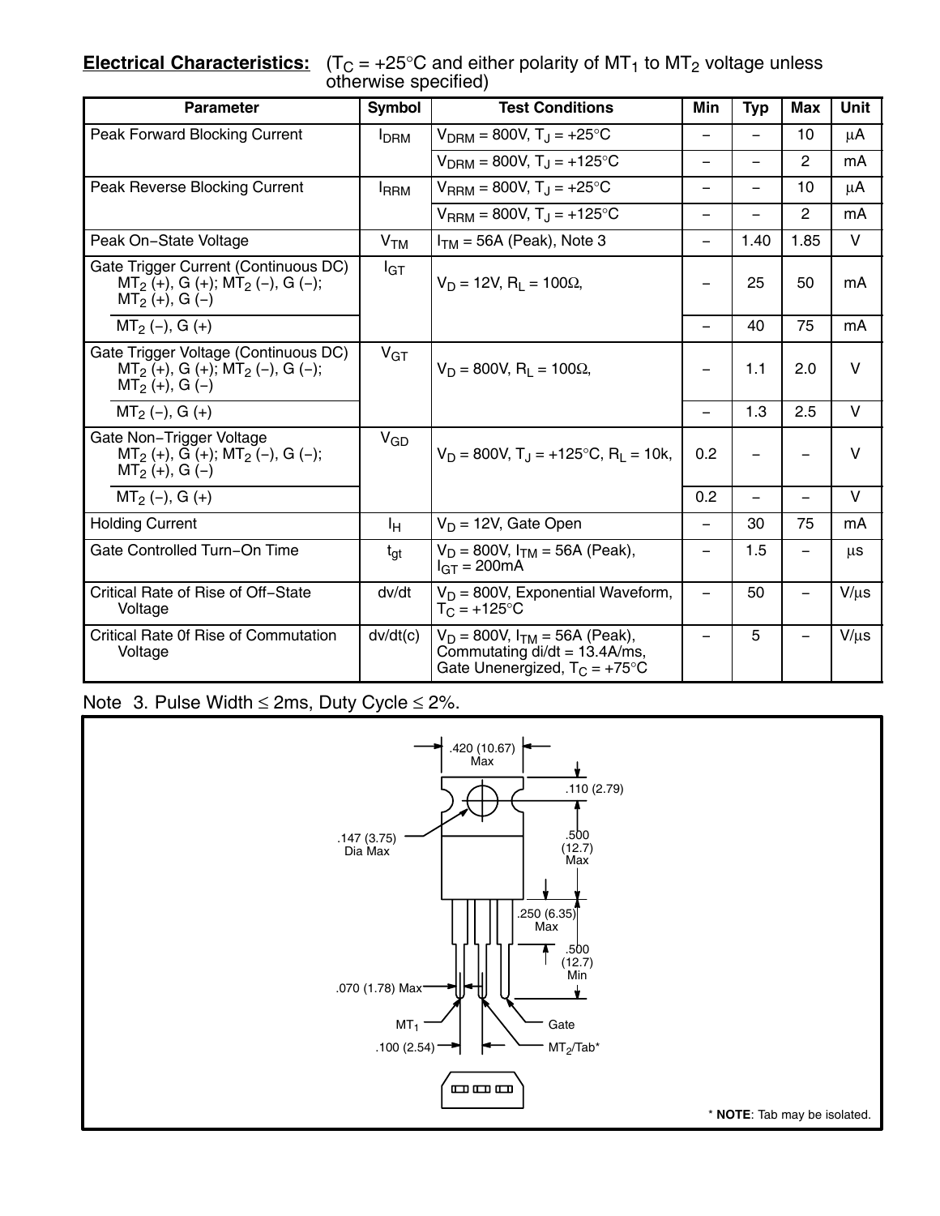**Electrical Characteristics:** ($T_C$ = +25°C and either polarity of $MT_1$ to $MT_2$ voltage unless otherwise specified)

| Parameter | Symbol | Test Conditions | Min | Typ | Max | Unit |
|---|---|---|---|---|---|---|
| Peak Forward Blocking Current | $I_{DRM}$ | $V_{DRM}$ = 800V, $T_J$ = +25°C | – | – | 10 | μA |
| | | $V_{DRM}$ = 800V, $T_J$ = +125°C | – | – | 2 | mA |
| Peak Reverse Blocking Current | $I_{RRM}$ | $V_{RRM}$ = 800V, $T_J$ = +25°C | – | – | 10 | μA |
| | | $V_{RRM}$ = 800V, $T_J$ = +125°C | – | – | 2 | mA |
| Peak On−State Voltage | $V_{TM}$ | $I_{TM}$ = 56A (Peak), Note 3 | – | 1.40 | 1.85 | V |
| Gate Trigger Current (Continuous DC) $MT_2$ (+), G (+); $MT_2$ (−), G (−); $MT_2$ (+), G (−) | $I_{GT}$ | $V_D$ = 12V, $R_L$ = 100Ω, | – | 25 | 50 | mA |
| $MT_2$ (−), G (+) | | | – | 40 | 75 | mA |
| Gate Trigger Voltage (Continuous DC) $MT_2$ (+), G (+); $MT_2$ (−), G (−); $MT_2$ (+), G (−) | $V_{GT}$ | $V_D$ = 800V, $R_L$ = 100Ω, | – | 1.1 | 2.0 | V |
| $MT_2$ (−), G (+) | | | – | 1.3 | 2.5 | V |
| Gate Non−Trigger Voltage $MT_2$ (+), G (+); $MT_2$ (−), G (−); $MT_2$ (+), G (−) | $V_{GD}$ | $V_D$ = 800V, $T_J$ = +125°C, $R_L$ = 10k, | 0.2 | – | – | V |
| $MT_2$ (−), G (+) | | | 0.2 | – | – | V |
| Holding Current | $I_H$ | $V_D$ = 12V, Gate Open | – | 30 | 75 | mA |
| Gate Controlled Turn−On Time | $t_{gt}$ | $V_D$ = 800V, $I_{TM}$ = 56A (Peak), $I_{GT}$ = 200mA | – | 1.5 | – | μs |
| Critical Rate of Rise of Off−State Voltage | dv/dt | $V_D$ = 800V, Exponential Waveform, $T_C$ = +125°C | – | 50 | – | V/μs |
| Critical Rate 0f Rise of Commutation Voltage | dv/dt(c) | $V_D$ = 800V, $I_{TM}$ = 56A (Peak), Commutating di/dt = 13.4A/ms, Gate Unenergized, $T_C$ = +75°C | – | 5 | – | V/μs |

Note 3. Pulse Width ≤ 2ms, Duty Cycle ≤ 2%.

.420 (10.67) Max

.110 (2.79)

.147 (3.75) Dia Max

.500 (12.7) Max

.250 (6.35) Max

.500 (12.7) Min

.070 (1.78) Max

$MT_1$

Gate

.100 (2.54)

$MT_2$/Tab*

* **NOTE**: Tab may be isolated.